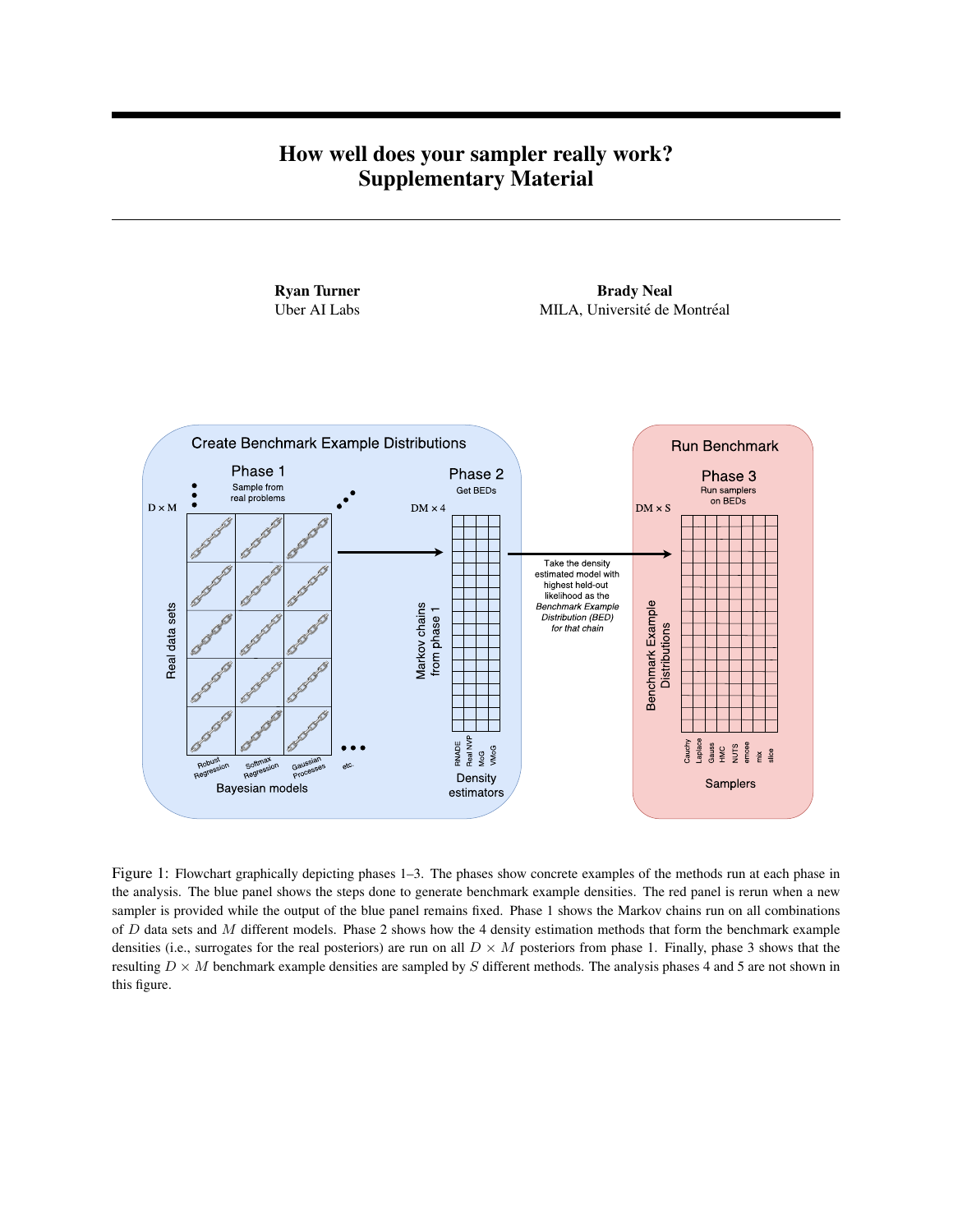# How well does your sampler really work? Supplementary Material

**Ryan Turner**
Uber AI Labs

**Brady Neal**
MILA, Université de Montréal

Figure 1: Flowchart graphically depicting phases 1–3. The phases show concrete examples of the methods run at each phase in the analysis. The blue panel shows the steps done to generate benchmark example densities. The red panel is rerun when a new sampler is provided while the output of the blue panel remains fixed. Phase 1 shows the Markov chains run on all combinations of $D$ data sets and $M$ different models. Phase 2 shows how the 4 density estimation methods that form the benchmark example densities (i.e., surrogates for the real posteriors) are run on all $D \times M$ posteriors from phase 1. Finally, phase 3 shows that the resulting $D \times M$ benchmark example densities are sampled by $S$ different methods. The analysis phases 4 and 5 are not shown in this figure.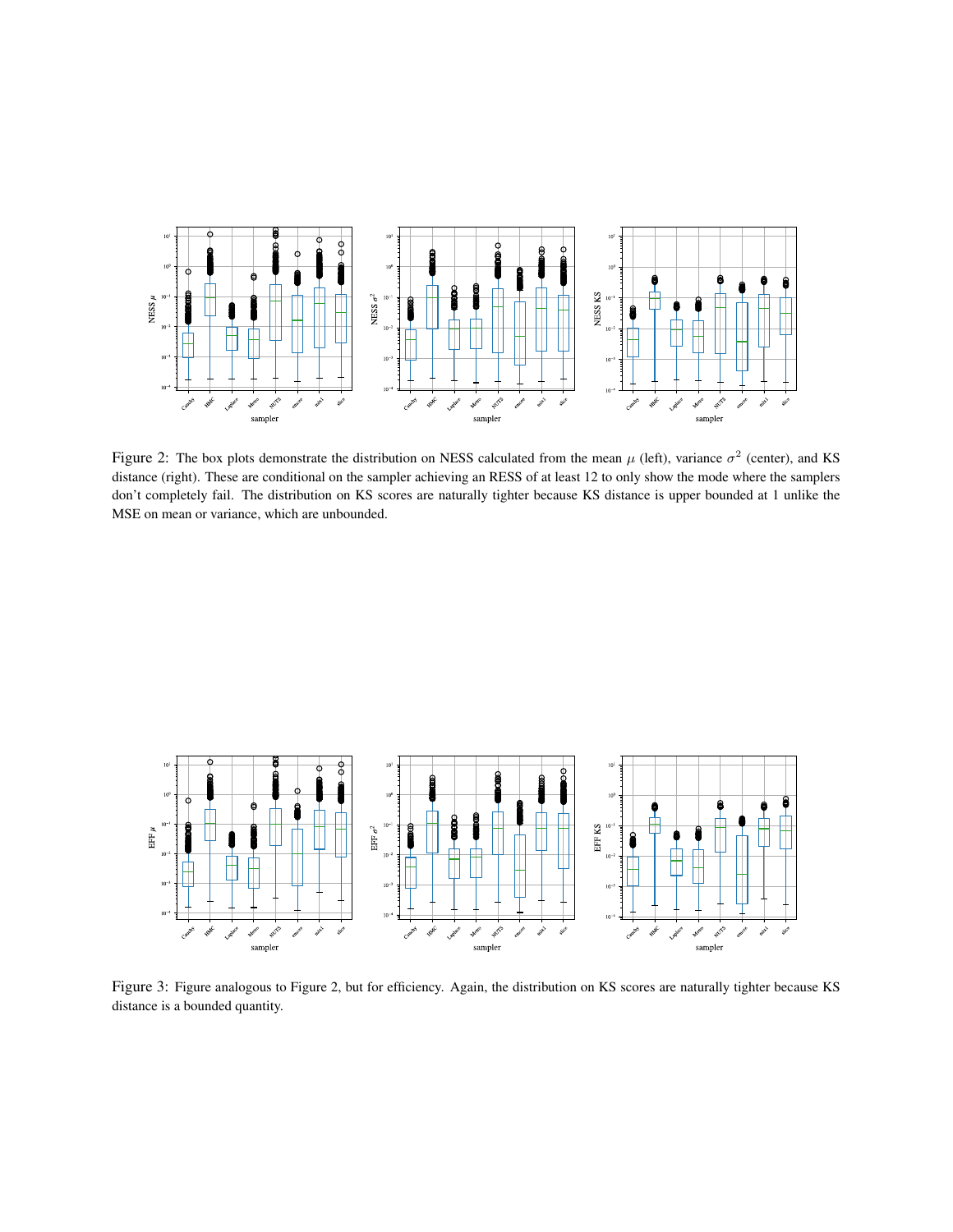NESS $\mu$

sampler

Cauchy HMC Laplace Metro NUTS emcee nsk1 slice

NESS $\sigma^2$

sampler

Cauchy HMC Laplace Metro NUTS emcee nsk1 slice

NESS KS

sampler

Cauchy HMC Laplace Metro NUTS emcee nsk1 slice

Figure 2: The box plots demonstrate the distribution on NESS calculated from the mean $\mu$ (left), variance $\sigma^2$ (center), and KS distance (right). These are conditional on the sampler achieving an RESS of at least 12 to only show the mode where the samplers don't completely fail. The distribution on KS scores are naturally tighter because KS distance is upper bounded at 1 unlike the MSE on mean or variance, which are unbounded.

EFF $\mu$

sampler

Cauchy HMC Laplace Metro NUTS emcee nsk1 slice

EFF $\sigma^2$

sampler

Cauchy HMC Laplace Metro NUTS emcee nsk1 slice

EFF KS

sampler

Cauchy HMC Laplace Metro NUTS emcee nsk1 slice

Figure 3: Figure analogous to Figure 2, but for efficiency. Again, the distribution on KS scores are naturally tighter because KS distance is a bounded quantity.